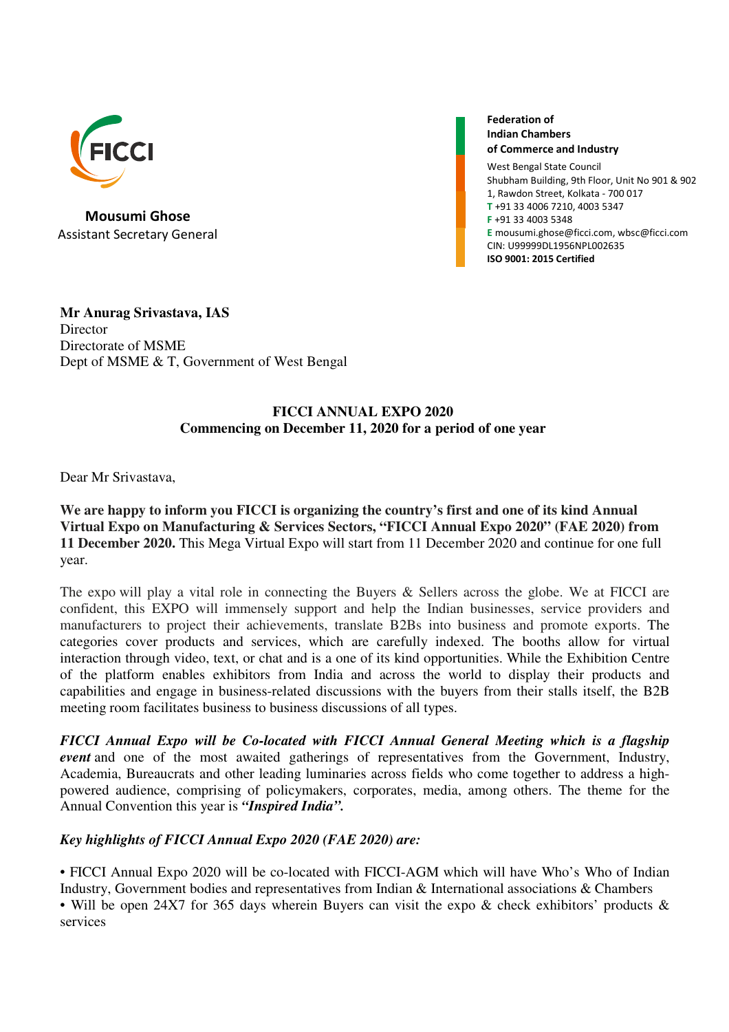FICCI

**Mousumi Ghose**
Assistant Secretary General

**Federation of Indian Chambers of Commerce and Industry**
West Bengal State Council
Shubham Building, 9th Floor, Unit No 901 & 902
1, Rawdon Street, Kolkata - 700 017
**T** +91 33 4006 7210, 4003 5347
**F** +91 33 4003 5348
**E** mousumi.ghose@ficci.com, wbsc@ficci.com
CIN: U99999DL1956NPL002635
**ISO 9001: 2015 Certified**

**Mr Anurag Srivastava, IAS**
Director
Directorate of MSME
Dept of MSME & T, Government of West Bengal

**FICCI ANNUAL EXPO 2020**
**Commencing on December 11, 2020 for a period of one year**

Dear Mr Srivastava,

**We are happy to inform you FICCI is organizing the country's first and one of its kind Annual Virtual Expo on Manufacturing & Services Sectors, "FICCI Annual Expo 2020" (FAE 2020) from 11 December 2020.** This Mega Virtual Expo will start from 11 December 2020 and continue for one full year.

The expo will play a vital role in connecting the Buyers & Sellers across the globe. We at FICCI are confident, this EXPO will immensely support and help the Indian businesses, service providers and manufacturers to project their achievements, translate B2Bs into business and promote exports. The categories cover products and services, which are carefully indexed. The booths allow for virtual interaction through video, text, or chat and is a one of its kind opportunities. While the Exhibition Centre of the platform enables exhibitors from India and across the world to display their products and capabilities and engage in business-related discussions with the buyers from their stalls itself, the B2B meeting room facilitates business to business discussions of all types.

***FICCI Annual Expo will be Co-located with FICCI Annual General Meeting which is a flagship event*** and one of the most awaited gatherings of representatives from the Government, Industry, Academia, Bureaucrats and other leading luminaries across fields who come together to address a high-powered audience, comprising of policymakers, corporates, media, among others. The theme for the Annual Convention this year is ***"Inspired India".***

***Key highlights of FICCI Annual Expo 2020 (FAE 2020) are:***

- FICCI Annual Expo 2020 will be co-located with FICCI-AGM which will have Who's Who of Indian Industry, Government bodies and representatives from Indian & International associations & Chambers
- Will be open 24X7 for 365 days wherein Buyers can visit the expo & check exhibitors' products & services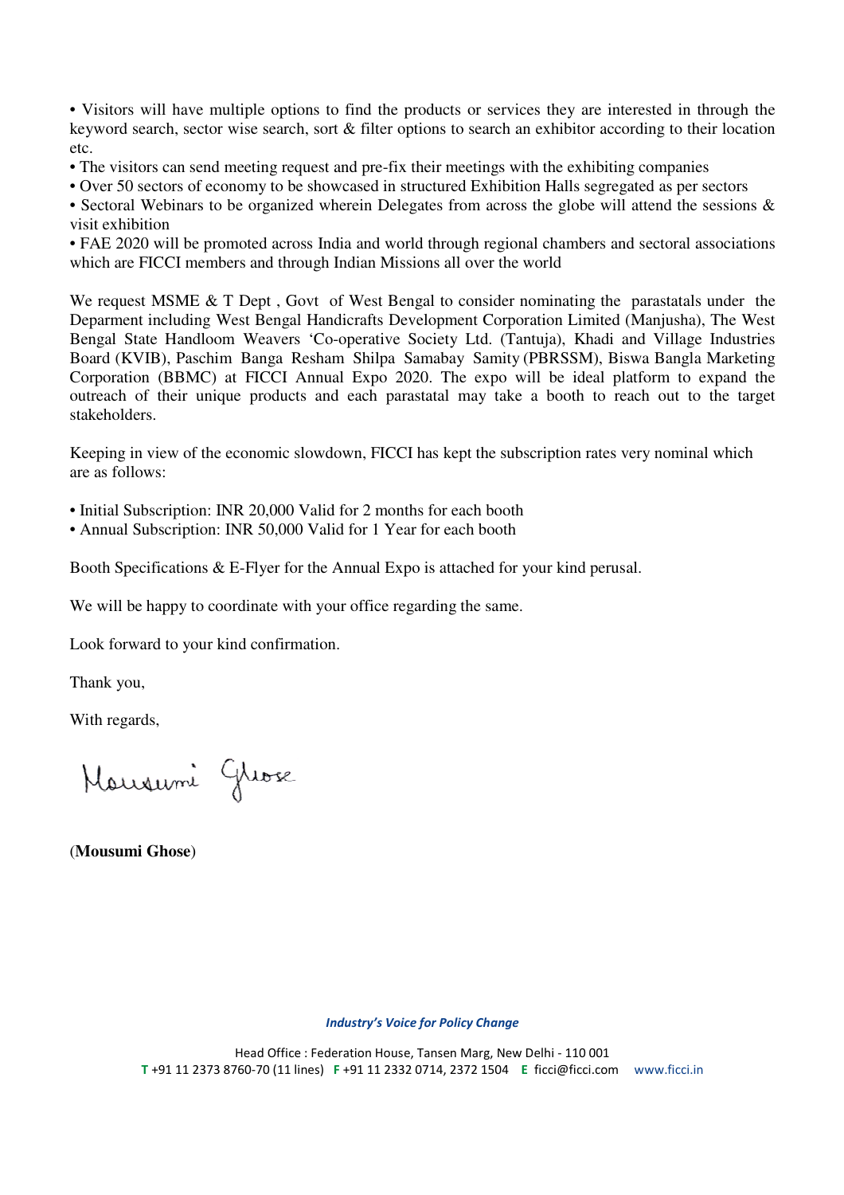- Visitors will have multiple options to find the products or services they are interested in through the keyword search, sector wise search, sort & filter options to search an exhibitor according to their location etc.
- The visitors can send meeting request and pre-fix their meetings with the exhibiting companies
- Over 50 sectors of economy to be showcased in structured Exhibition Halls segregated as per sectors
- Sectoral Webinars to be organized wherein Delegates from across the globe will attend the sessions & visit exhibition
- FAE 2020 will be promoted across India and world through regional chambers and sectoral associations which are FICCI members and through Indian Missions all over the world

We request MSME & T Dept , Govt of West Bengal to consider nominating the parastatals under the Deparment including West Bengal Handicrafts Development Corporation Limited (Manjusha), The West Bengal State Handloom Weavers 'Co-operative Society Ltd. (Tantuja), Khadi and Village Industries Board (KVIB), Paschim Banga Resham Shilpa Samabay Samity (PBRSSM), Biswa Bangla Marketing Corporation (BBMC) at FICCI Annual Expo 2020. The expo will be ideal platform to expand the outreach of their unique products and each parastatal may take a booth to reach out to the target stakeholders.

Keeping in view of the economic slowdown, FICCI has kept the subscription rates very nominal which are as follows:

- Initial Subscription: INR 20,000 Valid for 2 months for each booth
- Annual Subscription: INR 50,000 Valid for 1 Year for each booth

Booth Specifications & E-Flyer for the Annual Expo is attached for your kind perusal.

We will be happy to coordinate with your office regarding the same.

Look forward to your kind confirmation.

Thank you,

With regards,

Mousumi Ghose

(**Mousumi Ghose**)

*Industry's Voice for Policy Change*

Head Office : Federation House, Tansen Marg, New Delhi - 110 001
T +91 11 2373 8760-70 (11 lines) F +91 11 2332 0714, 2372 1504 E ficci@ficci.com www.ficci.in